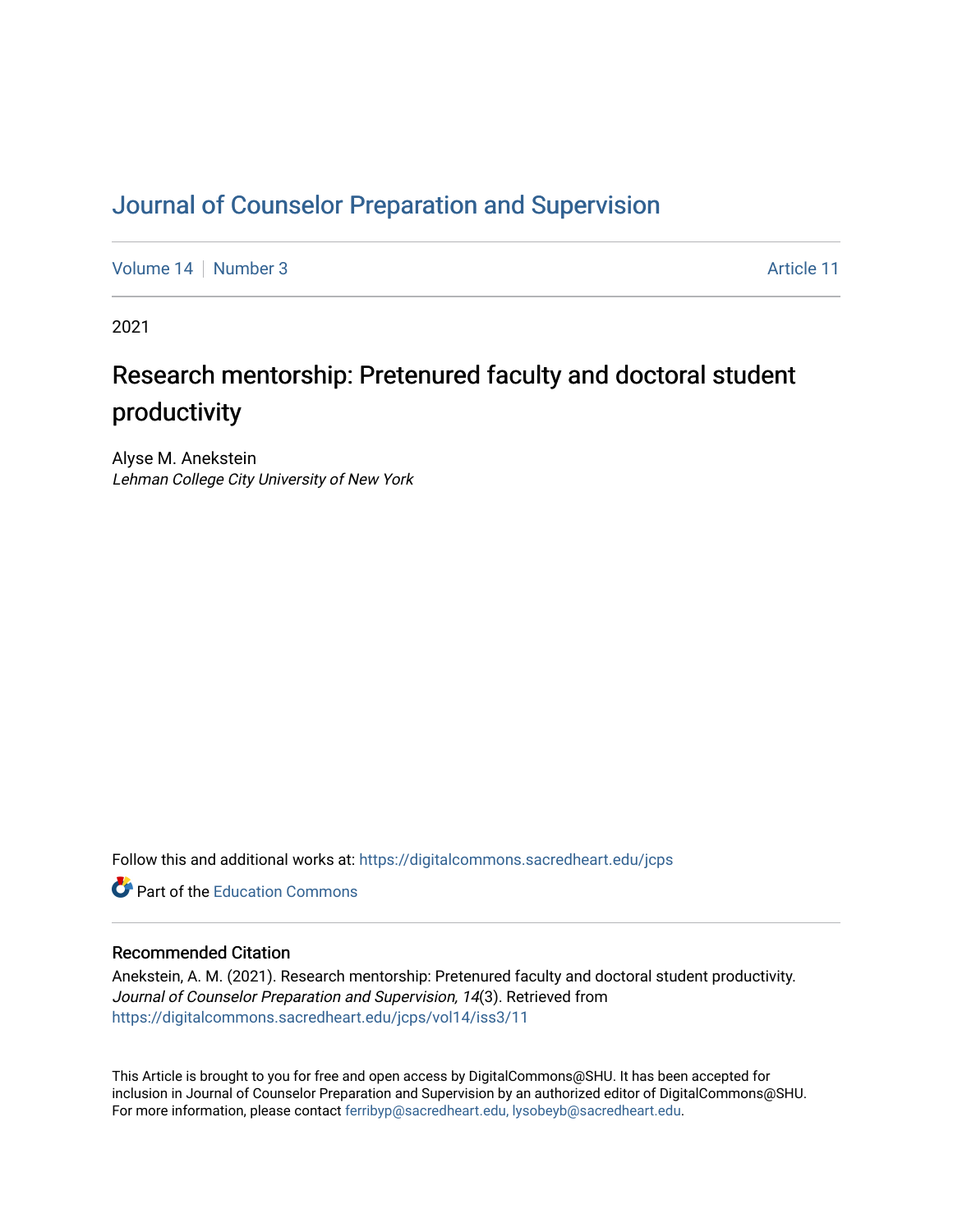# Journal of Counselor Preparation and Supervision

Volume 14 | Number 3 Article 11

2021

## Research mentorship: Pretenured faculty and doctoral student productivity

Alyse M. Anekstein
*Lehman College City University of New York*

Follow this and additional works at: https://digitalcommons.sacredheart.edu/jcps

Part of the Education Commons

### Recommended Citation

Anekstein, A. M. (2021). Research mentorship: Pretenured faculty and doctoral student productivity. *Journal of Counselor Preparation and Supervision, 14*(3). Retrieved from https://digitalcommons.sacredheart.edu/jcps/vol14/iss3/11

This Article is brought to you for free and open access by DigitalCommons@SHU. It has been accepted for inclusion in Journal of Counselor Preparation and Supervision by an authorized editor of DigitalCommons@SHU. For more information, please contact ferribyp@sacredheart.edu, lysobeyb@sacredheart.edu.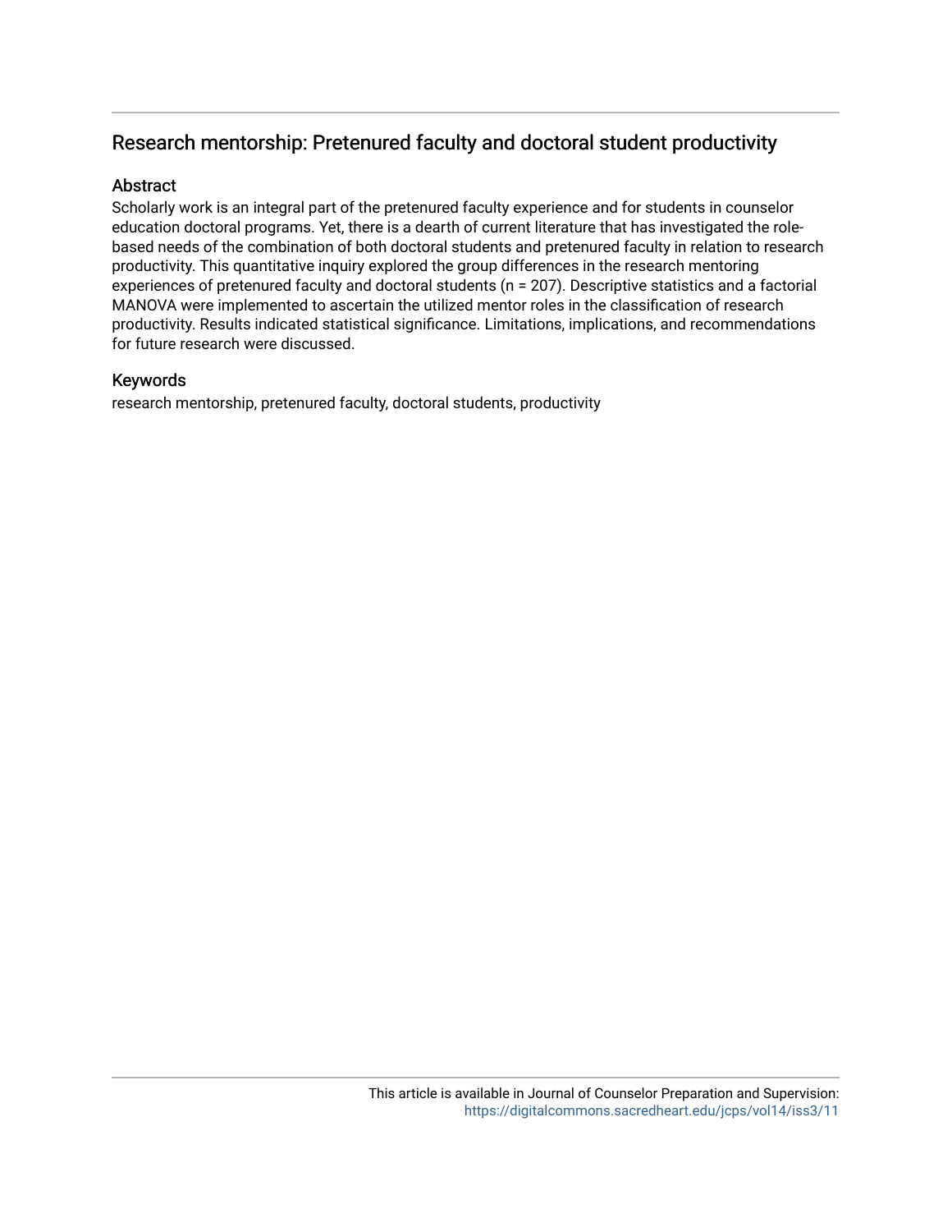## Research mentorship: Pretenured faculty and doctoral student productivity

### Abstract

Scholarly work is an integral part of the pretenured faculty experience and for students in counselor education doctoral programs. Yet, there is a dearth of current literature that has investigated the role-based needs of the combination of both doctoral students and pretenured faculty in relation to research productivity. This quantitative inquiry explored the group differences in the research mentoring experiences of pretenured faculty and doctoral students (n = 207). Descriptive statistics and a factorial MANOVA were implemented to ascertain the utilized mentor roles in the classification of research productivity. Results indicated statistical significance. Limitations, implications, and recommendations for future research were discussed.

### Keywords

research mentorship, pretenured faculty, doctoral students, productivity

This article is available in Journal of Counselor Preparation and Supervision: https://digitalcommons.sacredheart.edu/jcps/vol14/iss3/11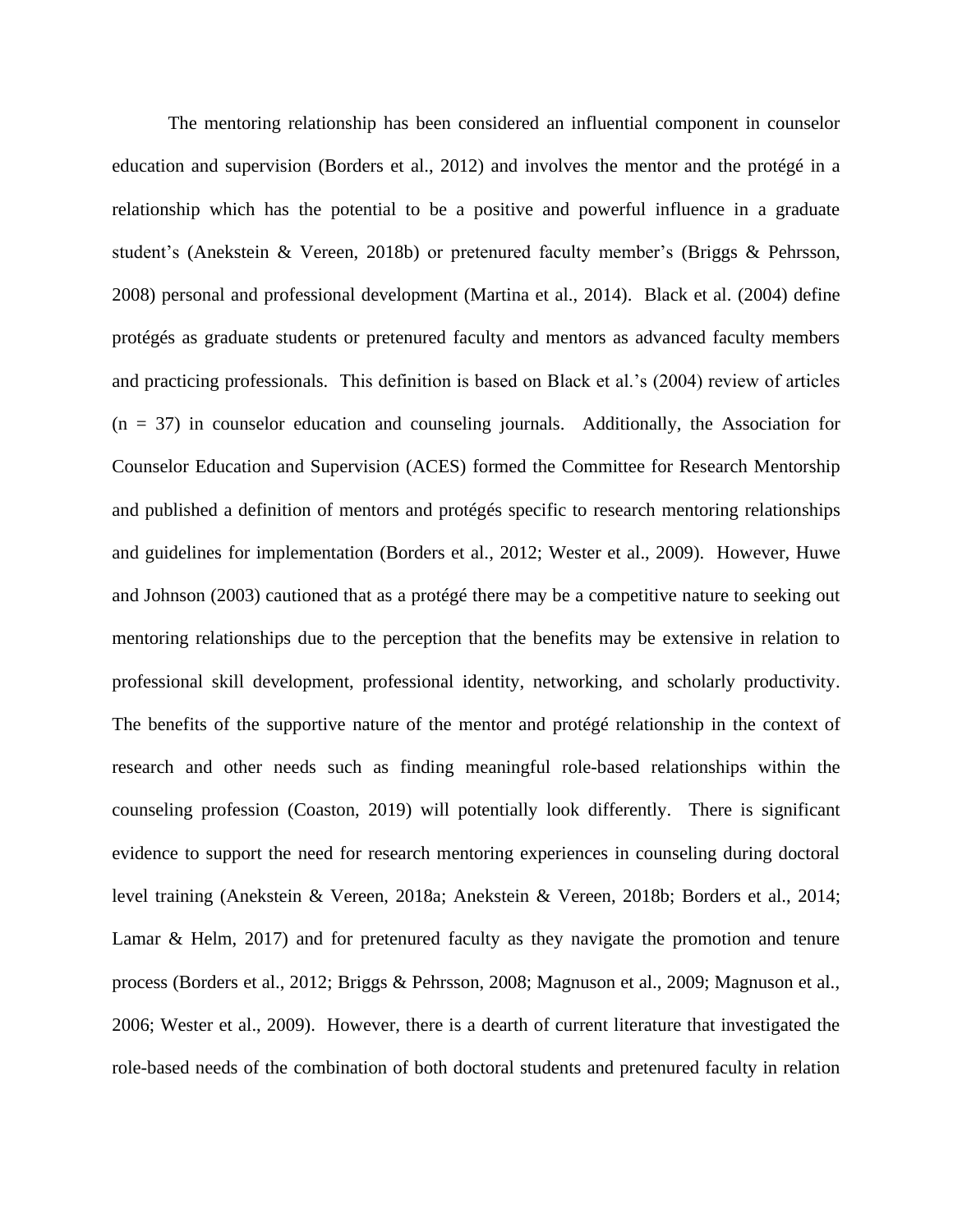The mentoring relationship has been considered an influential component in counselor education and supervision (Borders et al., 2012) and involves the mentor and the protégé in a relationship which has the potential to be a positive and powerful influence in a graduate student's (Anekstein & Vereen, 2018b) or pretenured faculty member's (Briggs & Pehrsson, 2008) personal and professional development (Martina et al., 2014). Black et al. (2004) define protégés as graduate students or pretenured faculty and mentors as advanced faculty members and practicing professionals. This definition is based on Black et al.'s (2004) review of articles (n = 37) in counselor education and counseling journals. Additionally, the Association for Counselor Education and Supervision (ACES) formed the Committee for Research Mentorship and published a definition of mentors and protégés specific to research mentoring relationships and guidelines for implementation (Borders et al., 2012; Wester et al., 2009). However, Huwe and Johnson (2003) cautioned that as a protégé there may be a competitive nature to seeking out mentoring relationships due to the perception that the benefits may be extensive in relation to professional skill development, professional identity, networking, and scholarly productivity. The benefits of the supportive nature of the mentor and protégé relationship in the context of research and other needs such as finding meaningful role-based relationships within the counseling profession (Coaston, 2019) will potentially look differently. There is significant evidence to support the need for research mentoring experiences in counseling during doctoral level training (Anekstein & Vereen, 2018a; Anekstein & Vereen, 2018b; Borders et al., 2014; Lamar & Helm, 2017) and for pretenured faculty as they navigate the promotion and tenure process (Borders et al., 2012; Briggs & Pehrsson, 2008; Magnuson et al., 2009; Magnuson et al., 2006; Wester et al., 2009). However, there is a dearth of current literature that investigated the role-based needs of the combination of both doctoral students and pretenured faculty in relation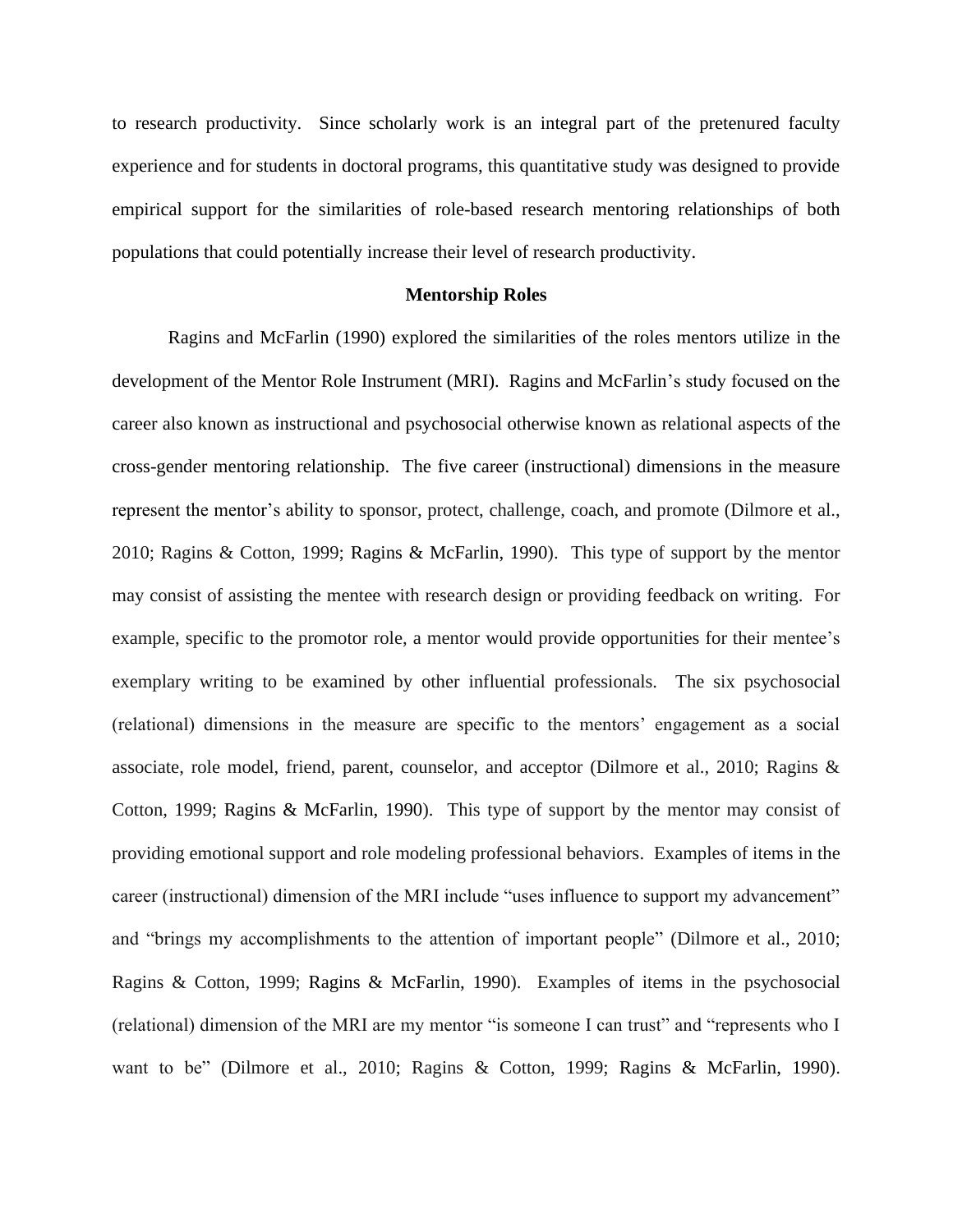to research productivity. Since scholarly work is an integral part of the pretenured faculty experience and for students in doctoral programs, this quantitative study was designed to provide empirical support for the similarities of role-based research mentoring relationships of both populations that could potentially increase their level of research productivity.

## Mentorship Roles

Ragins and McFarlin (1990) explored the similarities of the roles mentors utilize in the development of the Mentor Role Instrument (MRI). Ragins and McFarlin's study focused on the career also known as instructional and psychosocial otherwise known as relational aspects of the cross-gender mentoring relationship. The five career (instructional) dimensions in the measure represent the mentor's ability to sponsor, protect, challenge, coach, and promote (Dilmore et al., 2010; Ragins & Cotton, 1999; Ragins & McFarlin, 1990). This type of support by the mentor may consist of assisting the mentee with research design or providing feedback on writing. For example, specific to the promotor role, a mentor would provide opportunities for their mentee's exemplary writing to be examined by other influential professionals. The six psychosocial (relational) dimensions in the measure are specific to the mentors' engagement as a social associate, role model, friend, parent, counselor, and acceptor (Dilmore et al., 2010; Ragins & Cotton, 1999; Ragins & McFarlin, 1990). This type of support by the mentor may consist of providing emotional support and role modeling professional behaviors. Examples of items in the career (instructional) dimension of the MRI include "uses influence to support my advancement" and "brings my accomplishments to the attention of important people" (Dilmore et al., 2010; Ragins & Cotton, 1999; Ragins & McFarlin, 1990). Examples of items in the psychosocial (relational) dimension of the MRI are my mentor "is someone I can trust" and "represents who I want to be" (Dilmore et al., 2010; Ragins & Cotton, 1999; Ragins & McFarlin, 1990).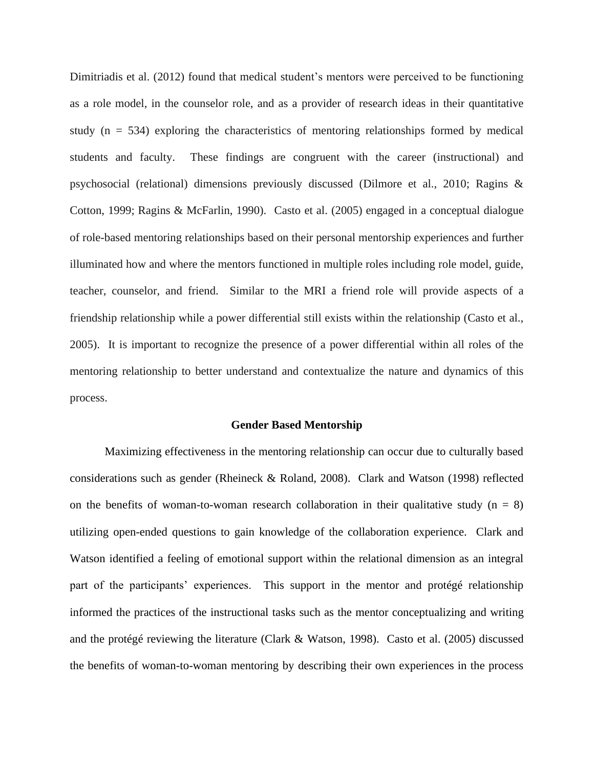Dimitriadis et al. (2012) found that medical student's mentors were perceived to be functioning as a role model, in the counselor role, and as a provider of research ideas in their quantitative study (n = 534) exploring the characteristics of mentoring relationships formed by medical students and faculty. These findings are congruent with the career (instructional) and psychosocial (relational) dimensions previously discussed (Dilmore et al., 2010; Ragins & Cotton, 1999; Ragins & McFarlin, 1990). Casto et al. (2005) engaged in a conceptual dialogue of role-based mentoring relationships based on their personal mentorship experiences and further illuminated how and where the mentors functioned in multiple roles including role model, guide, teacher, counselor, and friend. Similar to the MRI a friend role will provide aspects of a friendship relationship while a power differential still exists within the relationship (Casto et al., 2005). It is important to recognize the presence of a power differential within all roles of the mentoring relationship to better understand and contextualize the nature and dynamics of this process.

## Gender Based Mentorship

Maximizing effectiveness in the mentoring relationship can occur due to culturally based considerations such as gender (Rheineck & Roland, 2008). Clark and Watson (1998) reflected on the benefits of woman-to-woman research collaboration in their qualitative study (n = 8) utilizing open-ended questions to gain knowledge of the collaboration experience. Clark and Watson identified a feeling of emotional support within the relational dimension as an integral part of the participants' experiences. This support in the mentor and protégé relationship informed the practices of the instructional tasks such as the mentor conceptualizing and writing and the protégé reviewing the literature (Clark & Watson, 1998). Casto et al. (2005) discussed the benefits of woman-to-woman mentoring by describing their own experiences in the process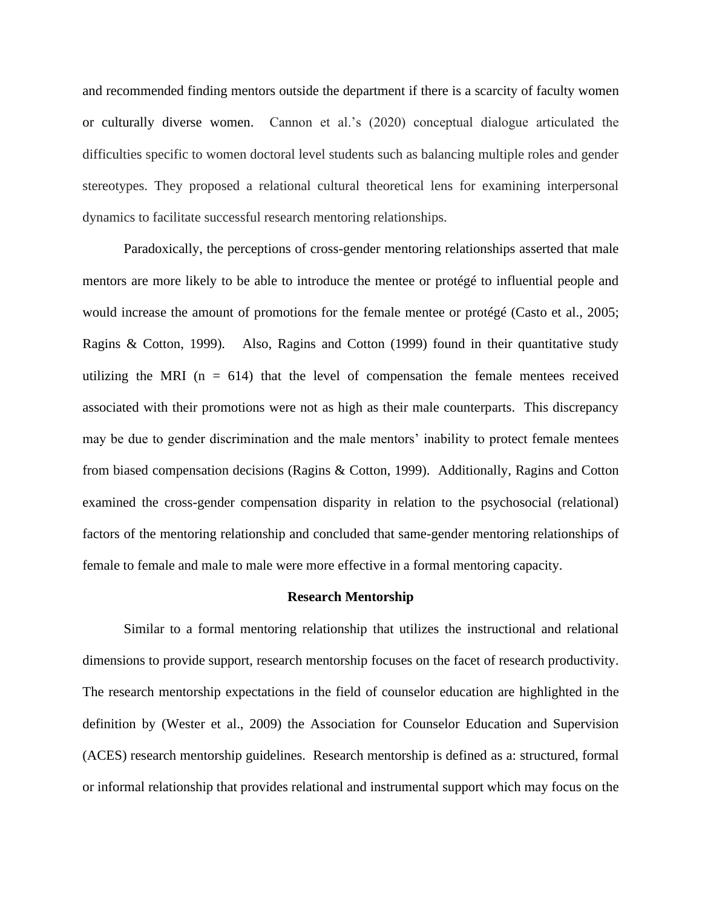and recommended finding mentors outside the department if there is a scarcity of faculty women or culturally diverse women. Cannon et al.'s (2020) conceptual dialogue articulated the difficulties specific to women doctoral level students such as balancing multiple roles and gender stereotypes. They proposed a relational cultural theoretical lens for examining interpersonal dynamics to facilitate successful research mentoring relationships.

Paradoxically, the perceptions of cross-gender mentoring relationships asserted that male mentors are more likely to be able to introduce the mentee or protégé to influential people and would increase the amount of promotions for the female mentee or protégé (Casto et al., 2005; Ragins & Cotton, 1999). Also, Ragins and Cotton (1999) found in their quantitative study utilizing the MRI (n = 614) that the level of compensation the female mentees received associated with their promotions were not as high as their male counterparts. This discrepancy may be due to gender discrimination and the male mentors' inability to protect female mentees from biased compensation decisions (Ragins & Cotton, 1999). Additionally, Ragins and Cotton examined the cross-gender compensation disparity in relation to the psychosocial (relational) factors of the mentoring relationship and concluded that same-gender mentoring relationships of female to female and male to male were more effective in a formal mentoring capacity.

## Research Mentorship

Similar to a formal mentoring relationship that utilizes the instructional and relational dimensions to provide support, research mentorship focuses on the facet of research productivity. The research mentorship expectations in the field of counselor education are highlighted in the definition by (Wester et al., 2009) the Association for Counselor Education and Supervision (ACES) research mentorship guidelines. Research mentorship is defined as a: structured, formal or informal relationship that provides relational and instrumental support which may focus on the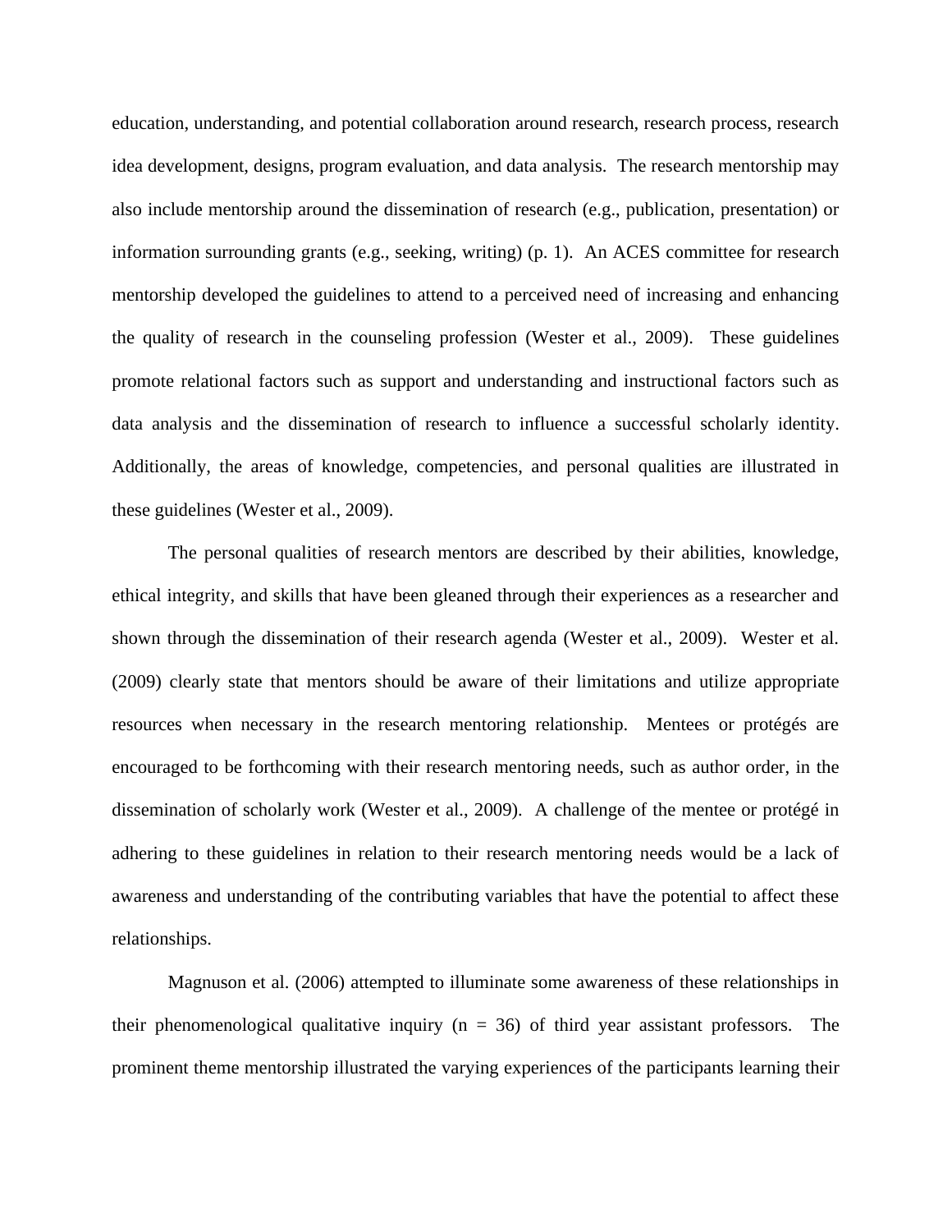education, understanding, and potential collaboration around research, research process, research idea development, designs, program evaluation, and data analysis. The research mentorship may also include mentorship around the dissemination of research (e.g., publication, presentation) or information surrounding grants (e.g., seeking, writing) (p. 1). An ACES committee for research mentorship developed the guidelines to attend to a perceived need of increasing and enhancing the quality of research in the counseling profession (Wester et al., 2009). These guidelines promote relational factors such as support and understanding and instructional factors such as data analysis and the dissemination of research to influence a successful scholarly identity. Additionally, the areas of knowledge, competencies, and personal qualities are illustrated in these guidelines (Wester et al., 2009).

The personal qualities of research mentors are described by their abilities, knowledge, ethical integrity, and skills that have been gleaned through their experiences as a researcher and shown through the dissemination of their research agenda (Wester et al., 2009). Wester et al. (2009) clearly state that mentors should be aware of their limitations and utilize appropriate resources when necessary in the research mentoring relationship. Mentees or protégés are encouraged to be forthcoming with their research mentoring needs, such as author order, in the dissemination of scholarly work (Wester et al., 2009). A challenge of the mentee or protégé in adhering to these guidelines in relation to their research mentoring needs would be a lack of awareness and understanding of the contributing variables that have the potential to affect these relationships.

Magnuson et al. (2006) attempted to illuminate some awareness of these relationships in their phenomenological qualitative inquiry ($n = 36$) of third year assistant professors. The prominent theme mentorship illustrated the varying experiences of the participants learning their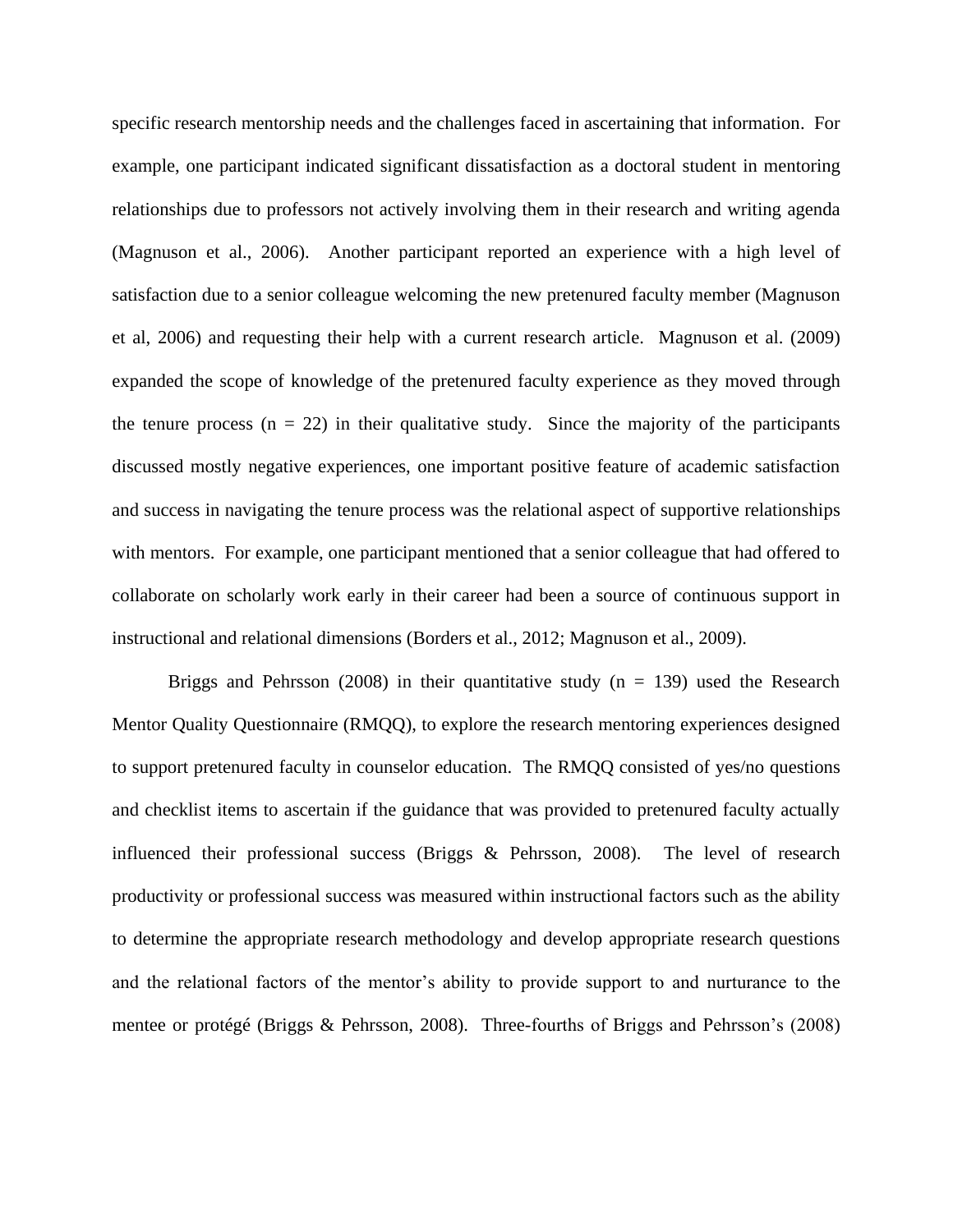specific research mentorship needs and the challenges faced in ascertaining that information. For example, one participant indicated significant dissatisfaction as a doctoral student in mentoring relationships due to professors not actively involving them in their research and writing agenda (Magnuson et al., 2006). Another participant reported an experience with a high level of satisfaction due to a senior colleague welcoming the new pretenured faculty member (Magnuson et al, 2006) and requesting their help with a current research article. Magnuson et al. (2009) expanded the scope of knowledge of the pretenured faculty experience as they moved through the tenure process (n = 22) in their qualitative study. Since the majority of the participants discussed mostly negative experiences, one important positive feature of academic satisfaction and success in navigating the tenure process was the relational aspect of supportive relationships with mentors. For example, one participant mentioned that a senior colleague that had offered to collaborate on scholarly work early in their career had been a source of continuous support in instructional and relational dimensions (Borders et al., 2012; Magnuson et al., 2009).

Briggs and Pehrsson (2008) in their quantitative study (n = 139) used the Research Mentor Quality Questionnaire (RMQQ), to explore the research mentoring experiences designed to support pretenured faculty in counselor education. The RMQQ consisted of yes/no questions and checklist items to ascertain if the guidance that was provided to pretenured faculty actually influenced their professional success (Briggs & Pehrsson, 2008). The level of research productivity or professional success was measured within instructional factors such as the ability to determine the appropriate research methodology and develop appropriate research questions and the relational factors of the mentor's ability to provide support to and nurturance to the mentee or protégé (Briggs & Pehrsson, 2008). Three-fourths of Briggs and Pehrsson's (2008)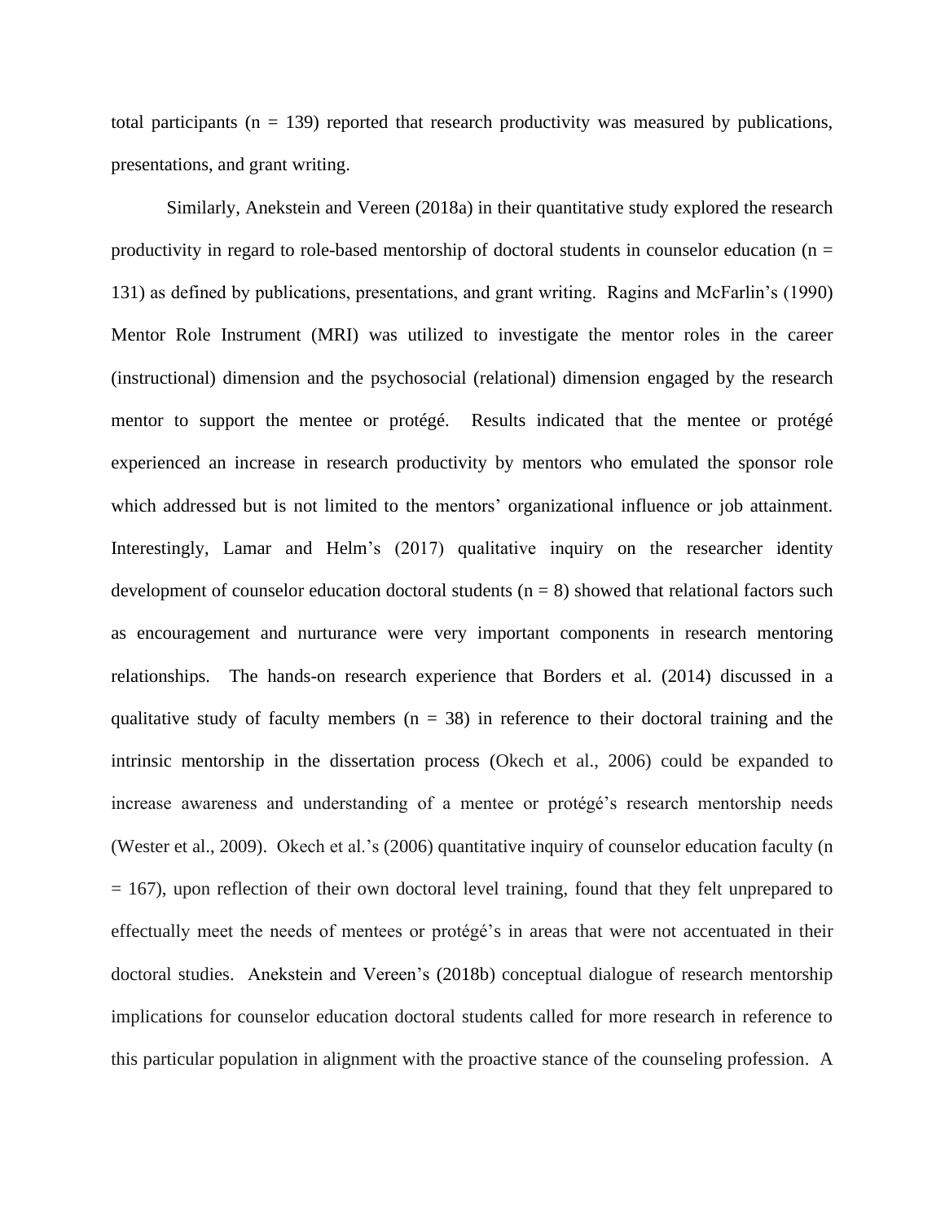total participants (n = 139) reported that research productivity was measured by publications, presentations, and grant writing.

Similarly, Anekstein and Vereen (2018a) in their quantitative study explored the research productivity in regard to role-based mentorship of doctoral students in counselor education (n = 131) as defined by publications, presentations, and grant writing. Ragins and McFarlin's (1990) Mentor Role Instrument (MRI) was utilized to investigate the mentor roles in the career (instructional) dimension and the psychosocial (relational) dimension engaged by the research mentor to support the mentee or protégé. Results indicated that the mentee or protégé experienced an increase in research productivity by mentors who emulated the sponsor role which addressed but is not limited to the mentors' organizational influence or job attainment. Interestingly, Lamar and Helm's (2017) qualitative inquiry on the researcher identity development of counselor education doctoral students (n = 8) showed that relational factors such as encouragement and nurturance were very important components in research mentoring relationships. The hands-on research experience that Borders et al. (2014) discussed in a qualitative study of faculty members (n = 38) in reference to their doctoral training and the intrinsic mentorship in the dissertation process (Okech et al., 2006) could be expanded to increase awareness and understanding of a mentee or protégé's research mentorship needs (Wester et al., 2009). Okech et al.'s (2006) quantitative inquiry of counselor education faculty (n = 167), upon reflection of their own doctoral level training, found that they felt unprepared to effectually meet the needs of mentees or protégé's in areas that were not accentuated in their doctoral studies. Anekstein and Vereen's (2018b) conceptual dialogue of research mentorship implications for counselor education doctoral students called for more research in reference to this particular population in alignment with the proactive stance of the counseling profession. A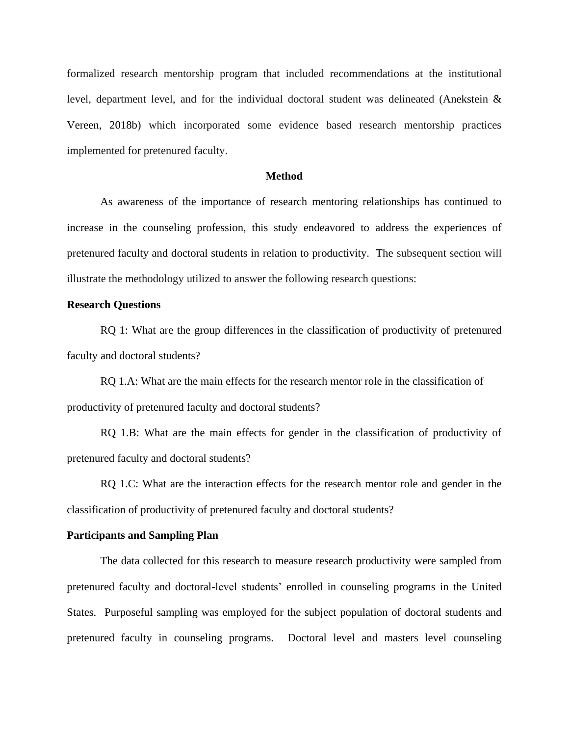formalized research mentorship program that included recommendations at the institutional level, department level, and for the individual doctoral student was delineated (Anekstein & Vereen, 2018b) which incorporated some evidence based research mentorship practices implemented for pretenured faculty.

## Method

As awareness of the importance of research mentoring relationships has continued to increase in the counseling profession, this study endeavored to address the experiences of pretenured faculty and doctoral students in relation to productivity. The subsequent section will illustrate the methodology utilized to answer the following research questions:

### Research Questions

RQ 1: What are the group differences in the classification of productivity of pretenured faculty and doctoral students?

RQ 1.A: What are the main effects for the research mentor role in the classification of productivity of pretenured faculty and doctoral students?

RQ 1.B: What are the main effects for gender in the classification of productivity of pretenured faculty and doctoral students?

RQ 1.C: What are the interaction effects for the research mentor role and gender in the classification of productivity of pretenured faculty and doctoral students?

### Participants and Sampling Plan

The data collected for this research to measure research productivity were sampled from pretenured faculty and doctoral-level students' enrolled in counseling programs in the United States. Purposeful sampling was employed for the subject population of doctoral students and pretenured faculty in counseling programs. Doctoral level and masters level counseling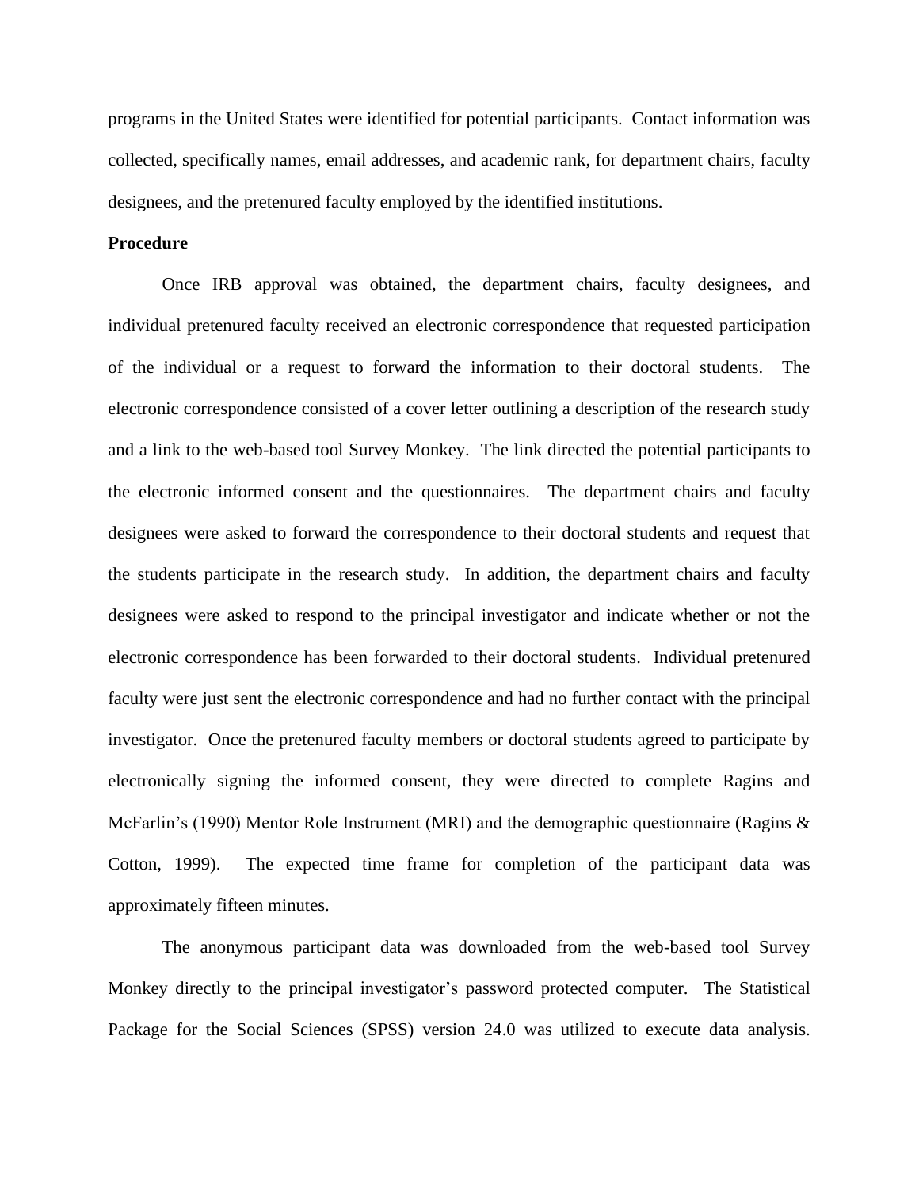programs in the United States were identified for potential participants. Contact information was collected, specifically names, email addresses, and academic rank, for department chairs, faculty designees, and the pretenured faculty employed by the identified institutions.

**Procedure**

Once IRB approval was obtained, the department chairs, faculty designees, and individual pretenured faculty received an electronic correspondence that requested participation of the individual or a request to forward the information to their doctoral students. The electronic correspondence consisted of a cover letter outlining a description of the research study and a link to the web-based tool Survey Monkey. The link directed the potential participants to the electronic informed consent and the questionnaires. The department chairs and faculty designees were asked to forward the correspondence to their doctoral students and request that the students participate in the research study. In addition, the department chairs and faculty designees were asked to respond to the principal investigator and indicate whether or not the electronic correspondence has been forwarded to their doctoral students. Individual pretenured faculty were just sent the electronic correspondence and had no further contact with the principal investigator. Once the pretenured faculty members or doctoral students agreed to participate by electronically signing the informed consent, they were directed to complete Ragins and McFarlin's (1990) Mentor Role Instrument (MRI) and the demographic questionnaire (Ragins & Cotton, 1999). The expected time frame for completion of the participant data was approximately fifteen minutes.

The anonymous participant data was downloaded from the web-based tool Survey Monkey directly to the principal investigator's password protected computer. The Statistical Package for the Social Sciences (SPSS) version 24.0 was utilized to execute data analysis.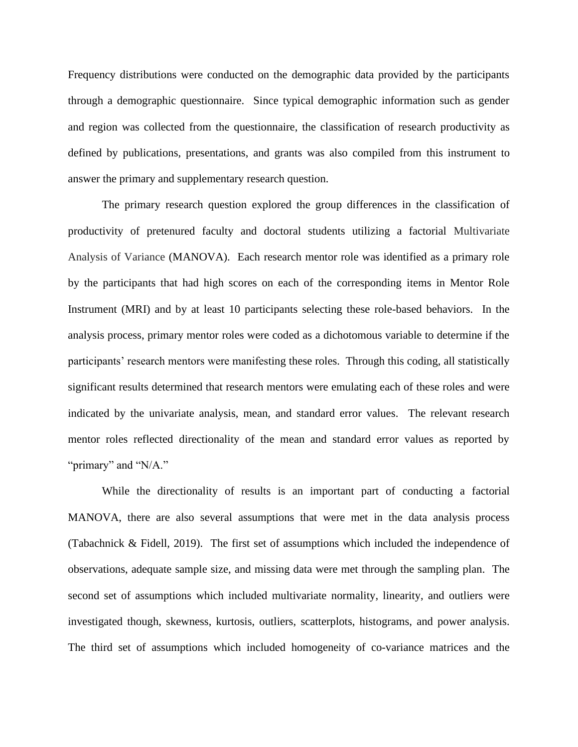Frequency distributions were conducted on the demographic data provided by the participants through a demographic questionnaire. Since typical demographic information such as gender and region was collected from the questionnaire, the classification of research productivity as defined by publications, presentations, and grants was also compiled from this instrument to answer the primary and supplementary research question.

The primary research question explored the group differences in the classification of productivity of pretenured faculty and doctoral students utilizing a factorial Multivariate Analysis of Variance (MANOVA). Each research mentor role was identified as a primary role by the participants that had high scores on each of the corresponding items in Mentor Role Instrument (MRI) and by at least 10 participants selecting these role-based behaviors. In the analysis process, primary mentor roles were coded as a dichotomous variable to determine if the participants' research mentors were manifesting these roles. Through this coding, all statistically significant results determined that research mentors were emulating each of these roles and were indicated by the univariate analysis, mean, and standard error values. The relevant research mentor roles reflected directionality of the mean and standard error values as reported by "primary" and "N/A."

While the directionality of results is an important part of conducting a factorial MANOVA, there are also several assumptions that were met in the data analysis process (Tabachnick & Fidell, 2019). The first set of assumptions which included the independence of observations, adequate sample size, and missing data were met through the sampling plan. The second set of assumptions which included multivariate normality, linearity, and outliers were investigated though, skewness, kurtosis, outliers, scatterplots, histograms, and power analysis. The third set of assumptions which included homogeneity of co-variance matrices and the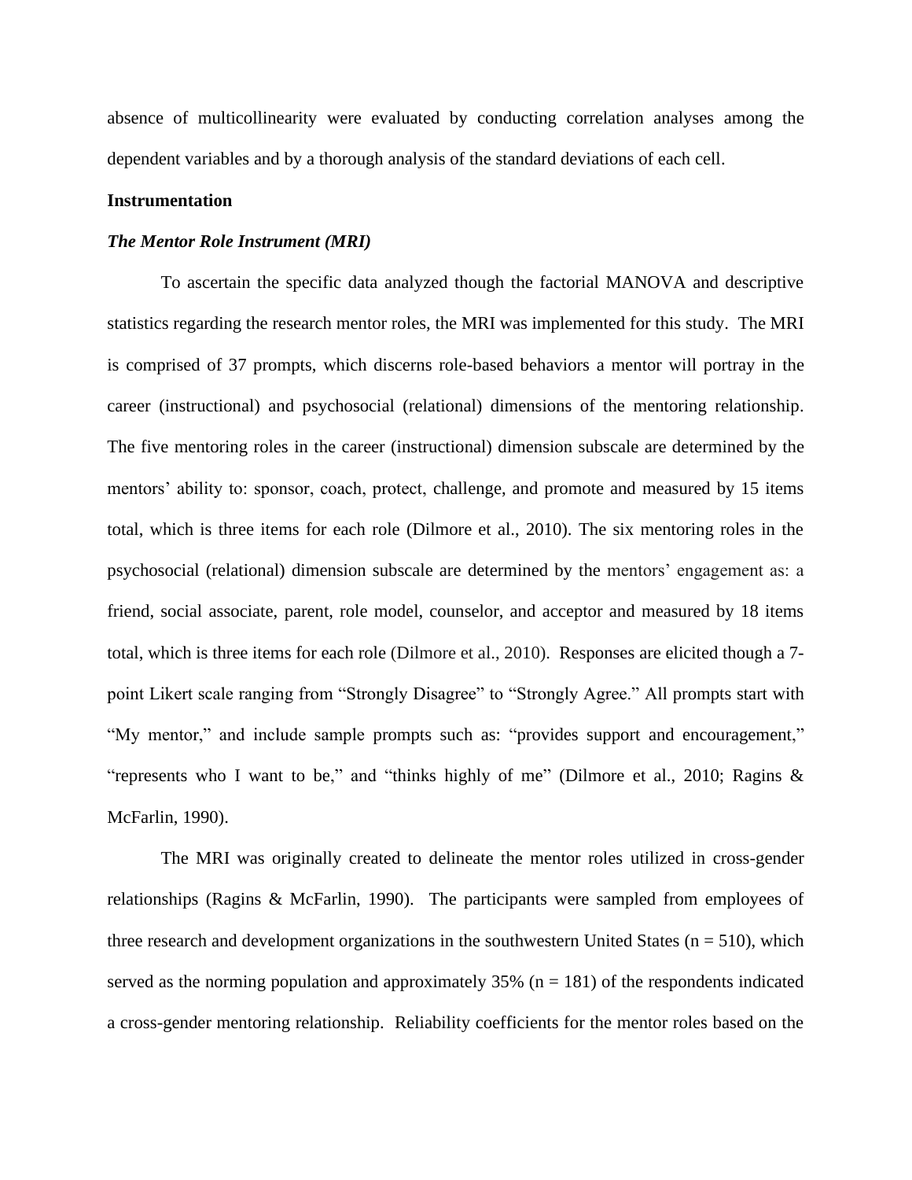absence of multicollinearity were evaluated by conducting correlation analyses among the dependent variables and by a thorough analysis of the standard deviations of each cell.

**Instrumentation**

***The Mentor Role Instrument (MRI)***

To ascertain the specific data analyzed though the factorial MANOVA and descriptive statistics regarding the research mentor roles, the MRI was implemented for this study. The MRI is comprised of 37 prompts, which discerns role-based behaviors a mentor will portray in the career (instructional) and psychosocial (relational) dimensions of the mentoring relationship. The five mentoring roles in the career (instructional) dimension subscale are determined by the mentors' ability to: sponsor, coach, protect, challenge, and promote and measured by 15 items total, which is three items for each role (Dilmore et al., 2010). The six mentoring roles in the psychosocial (relational) dimension subscale are determined by the mentors' engagement as: a friend, social associate, parent, role model, counselor, and acceptor and measured by 18 items total, which is three items for each role (Dilmore et al., 2010). Responses are elicited though a 7-point Likert scale ranging from "Strongly Disagree" to "Strongly Agree." All prompts start with "My mentor," and include sample prompts such as: "provides support and encouragement," "represents who I want to be," and "thinks highly of me" (Dilmore et al., 2010; Ragins & McFarlin, 1990).

The MRI was originally created to delineate the mentor roles utilized in cross-gender relationships (Ragins & McFarlin, 1990). The participants were sampled from employees of three research and development organizations in the southwestern United States ($n = 510$), which served as the norming population and approximately 35% ($n = 181$) of the respondents indicated a cross-gender mentoring relationship. Reliability coefficients for the mentor roles based on the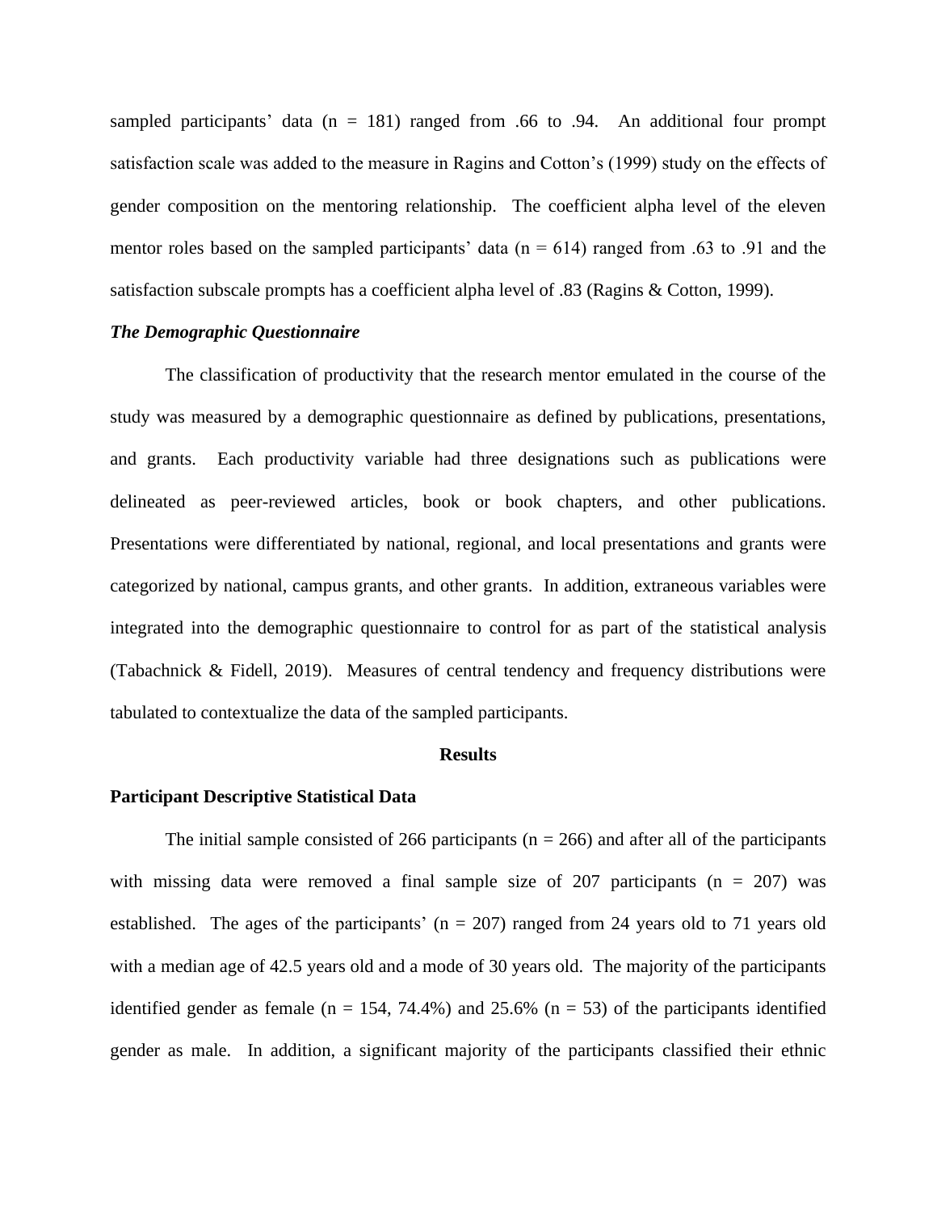sampled participants' data (n = 181) ranged from .66 to .94. An additional four prompt satisfaction scale was added to the measure in Ragins and Cotton's (1999) study on the effects of gender composition on the mentoring relationship. The coefficient alpha level of the eleven mentor roles based on the sampled participants' data (n = 614) ranged from .63 to .91 and the satisfaction subscale prompts has a coefficient alpha level of .83 (Ragins & Cotton, 1999).

### *The Demographic Questionnaire*

The classification of productivity that the research mentor emulated in the course of the study was measured by a demographic questionnaire as defined by publications, presentations, and grants. Each productivity variable had three designations such as publications were delineated as peer-reviewed articles, book or book chapters, and other publications. Presentations were differentiated by national, regional, and local presentations and grants were categorized by national, campus grants, and other grants. In addition, extraneous variables were integrated into the demographic questionnaire to control for as part of the statistical analysis (Tabachnick & Fidell, 2019). Measures of central tendency and frequency distributions were tabulated to contextualize the data of the sampled participants.

## Results

### Participant Descriptive Statistical Data

The initial sample consisted of 266 participants (n = 266) and after all of the participants with missing data were removed a final sample size of 207 participants (n = 207) was established. The ages of the participants' (n = 207) ranged from 24 years old to 71 years old with a median age of 42.5 years old and a mode of 30 years old. The majority of the participants identified gender as female (n = 154, 74.4%) and 25.6% (n = 53) of the participants identified gender as male. In addition, a significant majority of the participants classified their ethnic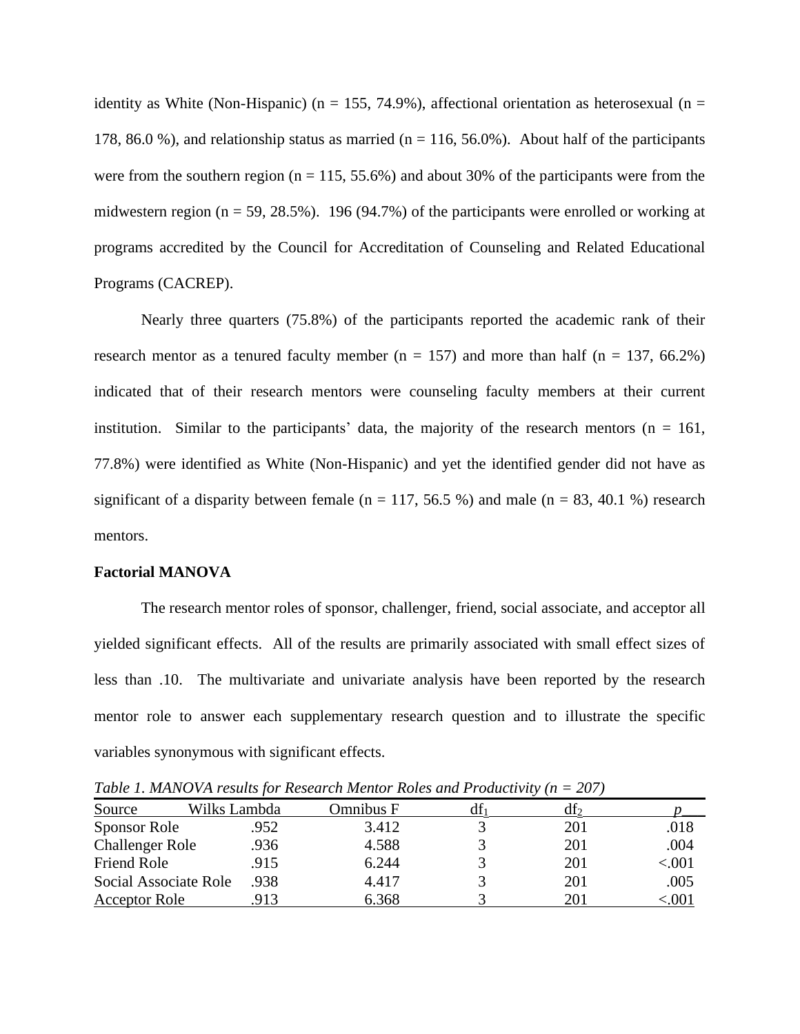identity as White (Non-Hispanic) (n = 155, 74.9%), affectional orientation as heterosexual (n = 178, 86.0 %), and relationship status as married (n = 116, 56.0%). About half of the participants were from the southern region (n = 115, 55.6%) and about 30% of the participants were from the midwestern region (n = 59, 28.5%). 196 (94.7%) of the participants were enrolled or working at programs accredited by the Council for Accreditation of Counseling and Related Educational Programs (CACREP).

Nearly three quarters (75.8%) of the participants reported the academic rank of their research mentor as a tenured faculty member (n = 157) and more than half (n = 137, 66.2%) indicated that of their research mentors were counseling faculty members at their current institution. Similar to the participants' data, the majority of the research mentors (n = 161, 77.8%) were identified as White (Non-Hispanic) and yet the identified gender did not have as significant of a disparity between female (n = 117, 56.5 %) and male (n = 83, 40.1 %) research mentors.

**Factorial MANOVA**

The research mentor roles of sponsor, challenger, friend, social associate, and acceptor all yielded significant effects. All of the results are primarily associated with small effect sizes of less than .10. The multivariate and univariate analysis have been reported by the research mentor role to answer each supplementary research question and to illustrate the specific variables synonymous with significant effects.

*Table 1. MANOVA results for Research Mentor Roles and Productivity (n = 207)*

| Source | Wilks Lambda | Omnibus F | $df_1$ | $df_2$ | *p* |
|---|---|---|---|---|---|
| Sponsor Role | .952 | 3.412 | 3 | 201 | .018 |
| Challenger Role | .936 | 4.588 | 3 | 201 | .004 |
| Friend Role | .915 | 6.244 | 3 | 201 | <.001 |
| Social Associate Role | .938 | 4.417 | 3 | 201 | .005 |
| Acceptor Role | .913 | 6.368 | 3 | 201 | <.001 |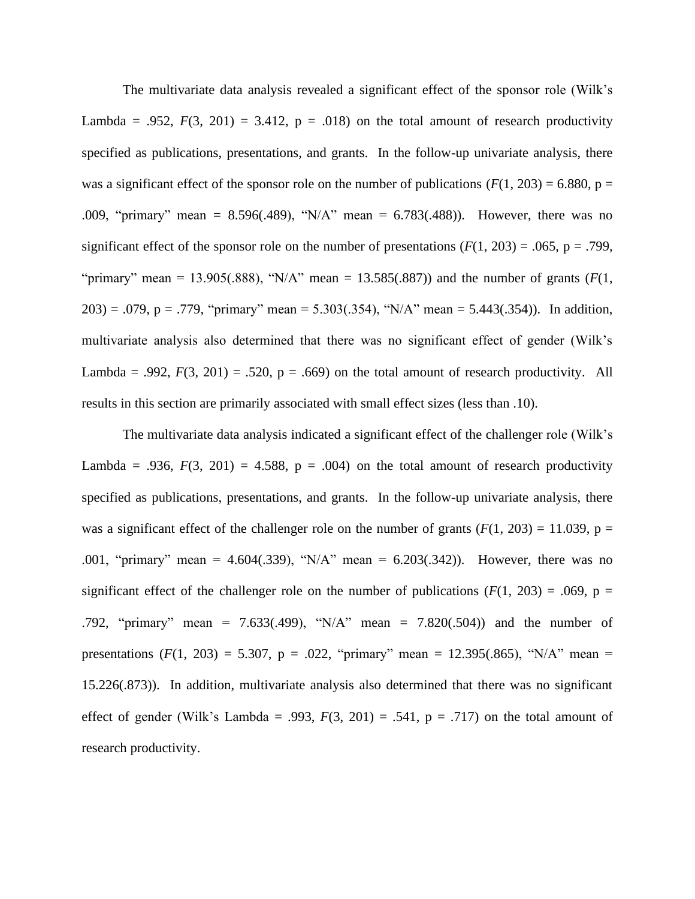The multivariate data analysis revealed a significant effect of the sponsor role (Wilk's Lambda = .952, $F(3, 201) = 3.412$, $p = .018$) on the total amount of research productivity specified as publications, presentations, and grants. In the follow-up univariate analysis, there was a significant effect of the sponsor role on the number of publications ($F(1, 203) = 6.880$, $p = .009$, "primary" mean = 8.596(.489), "N/A" mean = 6.783(.488)). However, there was no significant effect of the sponsor role on the number of presentations ($F(1, 203) = .065$, $p = .799$, "primary" mean = 13.905(.888), "N/A" mean = 13.585(.887)) and the number of grants ($F(1, 203) = .079$, $p = .779$, "primary" mean = 5.303(.354), "N/A" mean = 5.443(.354)). In addition, multivariate analysis also determined that there was no significant effect of gender (Wilk's Lambda = .992, $F(3, 201) = .520$, $p = .669$) on the total amount of research productivity. All results in this section are primarily associated with small effect sizes (less than .10).

The multivariate data analysis indicated a significant effect of the challenger role (Wilk's Lambda = .936, $F(3, 201) = 4.588$, $p = .004$) on the total amount of research productivity specified as publications, presentations, and grants. In the follow-up univariate analysis, there was a significant effect of the challenger role on the number of grants ($F(1, 203) = 11.039$, $p = .001$, "primary" mean = 4.604(.339), "N/A" mean = 6.203(.342)). However, there was no significant effect of the challenger role on the number of publications ($F(1, 203) = .069$, $p = .792$, "primary" mean = 7.633(.499), "N/A" mean = 7.820(.504)) and the number of presentations ($F(1, 203) = 5.307$, $p = .022$, "primary" mean = 12.395(.865), "N/A" mean = 15.226(.873)). In addition, multivariate analysis also determined that there was no significant effect of gender (Wilk's Lambda = .993, $F(3, 201) = .541$, $p = .717$) on the total amount of research productivity.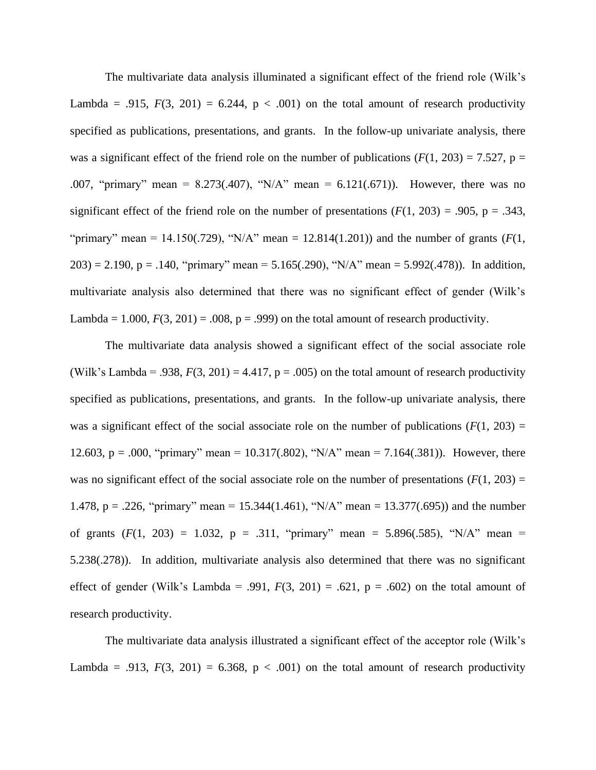The multivariate data analysis illuminated a significant effect of the friend role (Wilk's Lambda = .915, $F(3, 201) = 6.244$, $p < .001$) on the total amount of research productivity specified as publications, presentations, and grants. In the follow-up univariate analysis, there was a significant effect of the friend role on the number of publications ($F(1, 203) = 7.527$, $p = .007$, "primary" mean = 8.273(.407), "N/A" mean = 6.121(.671)). However, there was no significant effect of the friend role on the number of presentations ($F(1, 203) = .905$, $p = .343$, "primary" mean = 14.150(.729), "N/A" mean = 12.814(1.201)) and the number of grants ($F(1, 203) = 2.190$, $p = .140$, "primary" mean = 5.165(.290), "N/A" mean = 5.992(.478)). In addition, multivariate analysis also determined that there was no significant effect of gender (Wilk's Lambda = 1.000, $F(3, 201) = .008$, $p = .999$) on the total amount of research productivity.

The multivariate data analysis showed a significant effect of the social associate role (Wilk's Lambda = .938, $F(3, 201) = 4.417$, $p = .005$) on the total amount of research productivity specified as publications, presentations, and grants. In the follow-up univariate analysis, there was a significant effect of the social associate role on the number of publications ($F(1, 203) = 12.603$, $p = .000$, "primary" mean = 10.317(.802), "N/A" mean = 7.164(.381)). However, there was no significant effect of the social associate role on the number of presentations ($F(1, 203) = 1.478$, $p = .226$, "primary" mean = 15.344(1.461), "N/A" mean = 13.377(.695)) and the number of grants ($F(1, 203) = 1.032$, $p = .311$, "primary" mean = 5.896(.585), "N/A" mean = 5.238(.278)). In addition, multivariate analysis also determined that there was no significant effect of gender (Wilk's Lambda = .991, $F(3, 201) = .621$, $p = .602$) on the total amount of research productivity.

The multivariate data analysis illustrated a significant effect of the acceptor role (Wilk's Lambda = .913, $F(3, 201) = 6.368$, $p < .001$) on the total amount of research productivity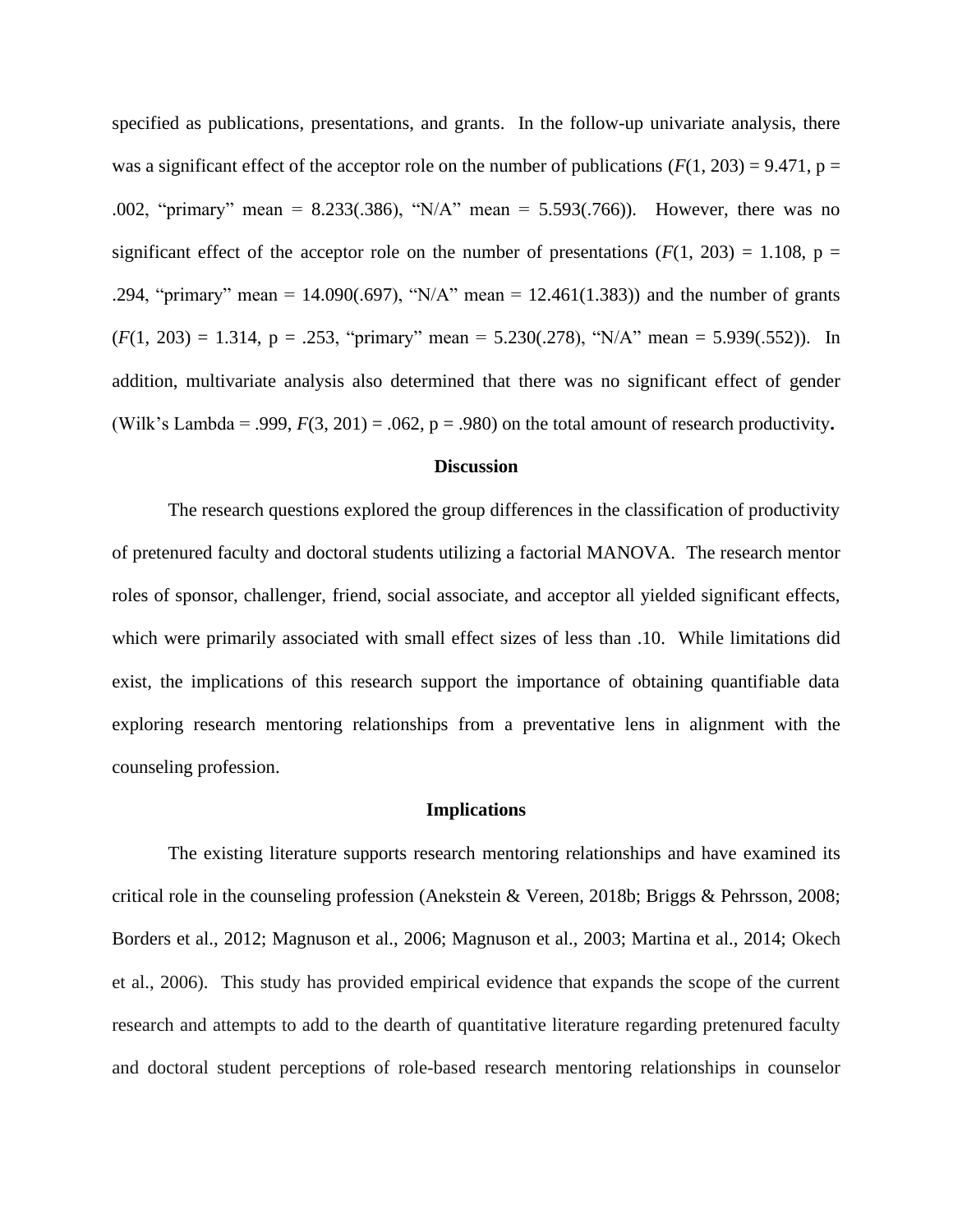specified as publications, presentations, and grants. In the follow-up univariate analysis, there was a significant effect of the acceptor role on the number of publications ($F(1, 203) = 9.471$, $p = .002$, "primary" mean = 8.233(.386), "N/A" mean = 5.593(.766)). However, there was no significant effect of the acceptor role on the number of presentations ($F(1, 203) = 1.108$, $p = .294$, "primary" mean = 14.090(.697), "N/A" mean = 12.461(1.383)) and the number of grants ($F(1, 203) = 1.314$, $p = .253$, "primary" mean = 5.230(.278), "N/A" mean = 5.939(.552)). In addition, multivariate analysis also determined that there was no significant effect of gender (Wilk's Lambda = .999, $F(3, 201) = .062$, $p = .980$) on the total amount of research productivity**.**

## Discussion

The research questions explored the group differences in the classification of productivity of pretenured faculty and doctoral students utilizing a factorial MANOVA. The research mentor roles of sponsor, challenger, friend, social associate, and acceptor all yielded significant effects, which were primarily associated with small effect sizes of less than .10. While limitations did exist, the implications of this research support the importance of obtaining quantifiable data exploring research mentoring relationships from a preventative lens in alignment with the counseling profession.

## Implications

The existing literature supports research mentoring relationships and have examined its critical role in the counseling profession (Anekstein & Vereen, 2018b; Briggs & Pehrsson, 2008; Borders et al., 2012; Magnuson et al., 2006; Magnuson et al., 2003; Martina et al., 2014; Okech et al., 2006). This study has provided empirical evidence that expands the scope of the current research and attempts to add to the dearth of quantitative literature regarding pretenured faculty and doctoral student perceptions of role-based research mentoring relationships in counselor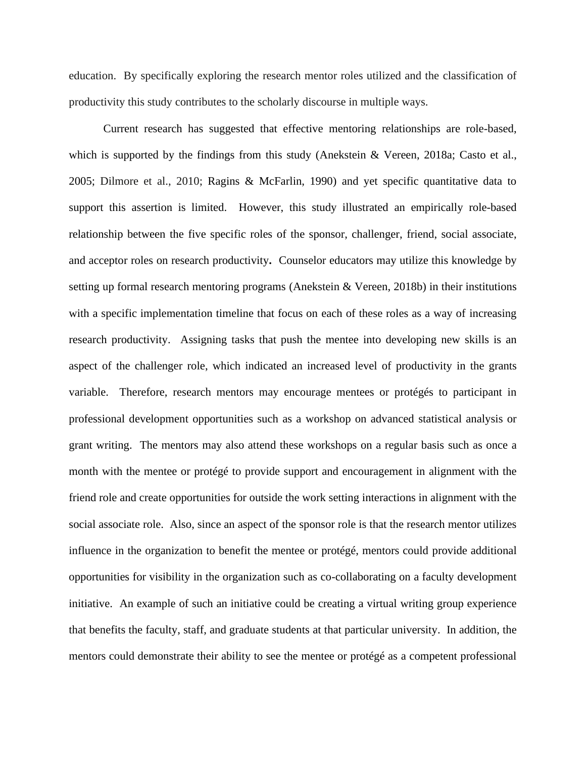education. By specifically exploring the research mentor roles utilized and the classification of productivity this study contributes to the scholarly discourse in multiple ways.

Current research has suggested that effective mentoring relationships are role-based, which is supported by the findings from this study (Anekstein & Vereen, 2018a; Casto et al., 2005; Dilmore et al., 2010; Ragins & McFarlin, 1990) and yet specific quantitative data to support this assertion is limited. However, this study illustrated an empirically role-based relationship between the five specific roles of the sponsor, challenger, friend, social associate, and acceptor roles on research productivity**.** Counselor educators may utilize this knowledge by setting up formal research mentoring programs (Anekstein & Vereen, 2018b) in their institutions with a specific implementation timeline that focus on each of these roles as a way of increasing research productivity. Assigning tasks that push the mentee into developing new skills is an aspect of the challenger role, which indicated an increased level of productivity in the grants variable. Therefore, research mentors may encourage mentees or protégés to participant in professional development opportunities such as a workshop on advanced statistical analysis or grant writing. The mentors may also attend these workshops on a regular basis such as once a month with the mentee or protégé to provide support and encouragement in alignment with the friend role and create opportunities for outside the work setting interactions in alignment with the social associate role. Also, since an aspect of the sponsor role is that the research mentor utilizes influence in the organization to benefit the mentee or protégé, mentors could provide additional opportunities for visibility in the organization such as co-collaborating on a faculty development initiative. An example of such an initiative could be creating a virtual writing group experience that benefits the faculty, staff, and graduate students at that particular university. In addition, the mentors could demonstrate their ability to see the mentee or protégé as a competent professional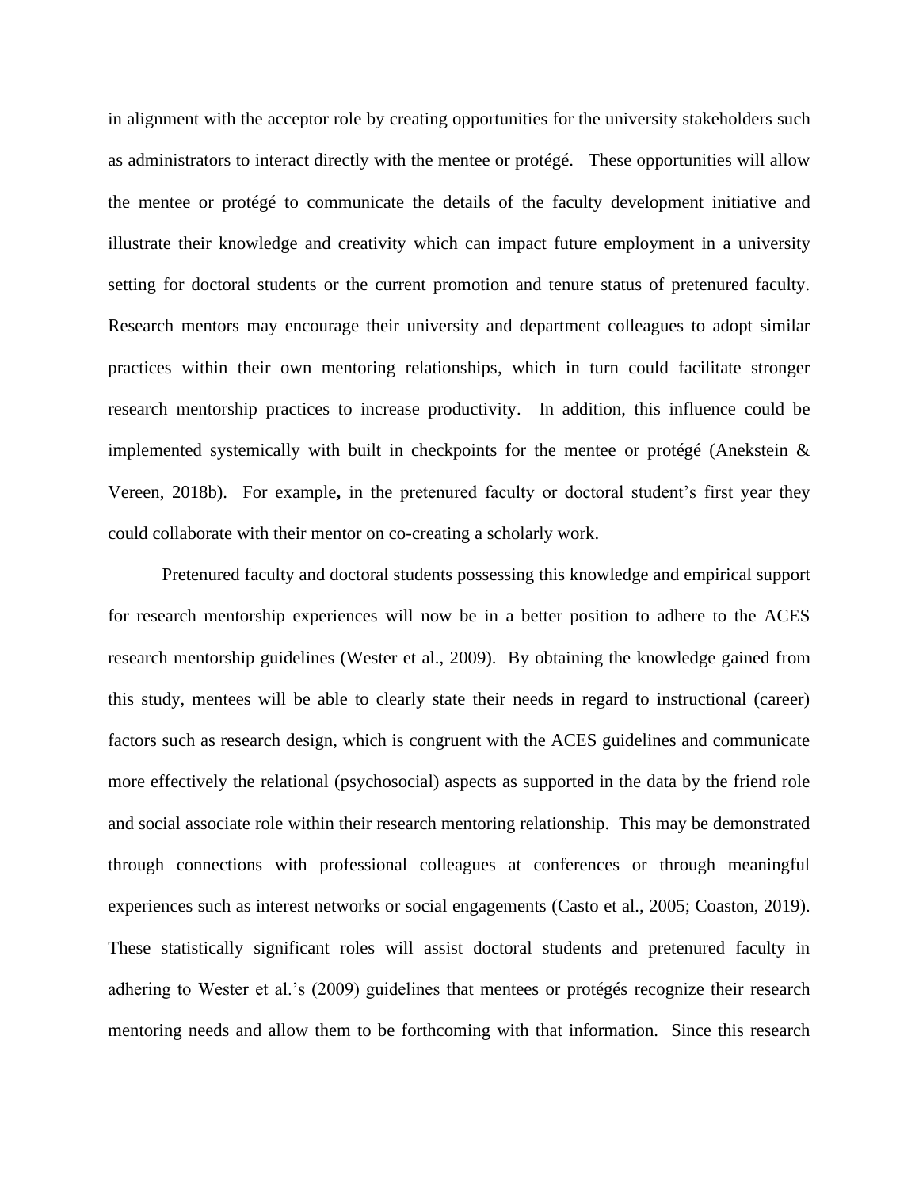in alignment with the acceptor role by creating opportunities for the university stakeholders such as administrators to interact directly with the mentee or protégé. These opportunities will allow the mentee or protégé to communicate the details of the faculty development initiative and illustrate their knowledge and creativity which can impact future employment in a university setting for doctoral students or the current promotion and tenure status of pretenured faculty. Research mentors may encourage their university and department colleagues to adopt similar practices within their own mentoring relationships, which in turn could facilitate stronger research mentorship practices to increase productivity. In addition, this influence could be implemented systemically with built in checkpoints for the mentee or protégé (Anekstein & Vereen, 2018b). For example**,** in the pretenured faculty or doctoral student's first year they could collaborate with their mentor on co-creating a scholarly work.

Pretenured faculty and doctoral students possessing this knowledge and empirical support for research mentorship experiences will now be in a better position to adhere to the ACES research mentorship guidelines (Wester et al., 2009). By obtaining the knowledge gained from this study, mentees will be able to clearly state their needs in regard to instructional (career) factors such as research design, which is congruent with the ACES guidelines and communicate more effectively the relational (psychosocial) aspects as supported in the data by the friend role and social associate role within their research mentoring relationship. This may be demonstrated through connections with professional colleagues at conferences or through meaningful experiences such as interest networks or social engagements (Casto et al., 2005; Coaston, 2019). These statistically significant roles will assist doctoral students and pretenured faculty in adhering to Wester et al.'s (2009) guidelines that mentees or protégés recognize their research mentoring needs and allow them to be forthcoming with that information. Since this research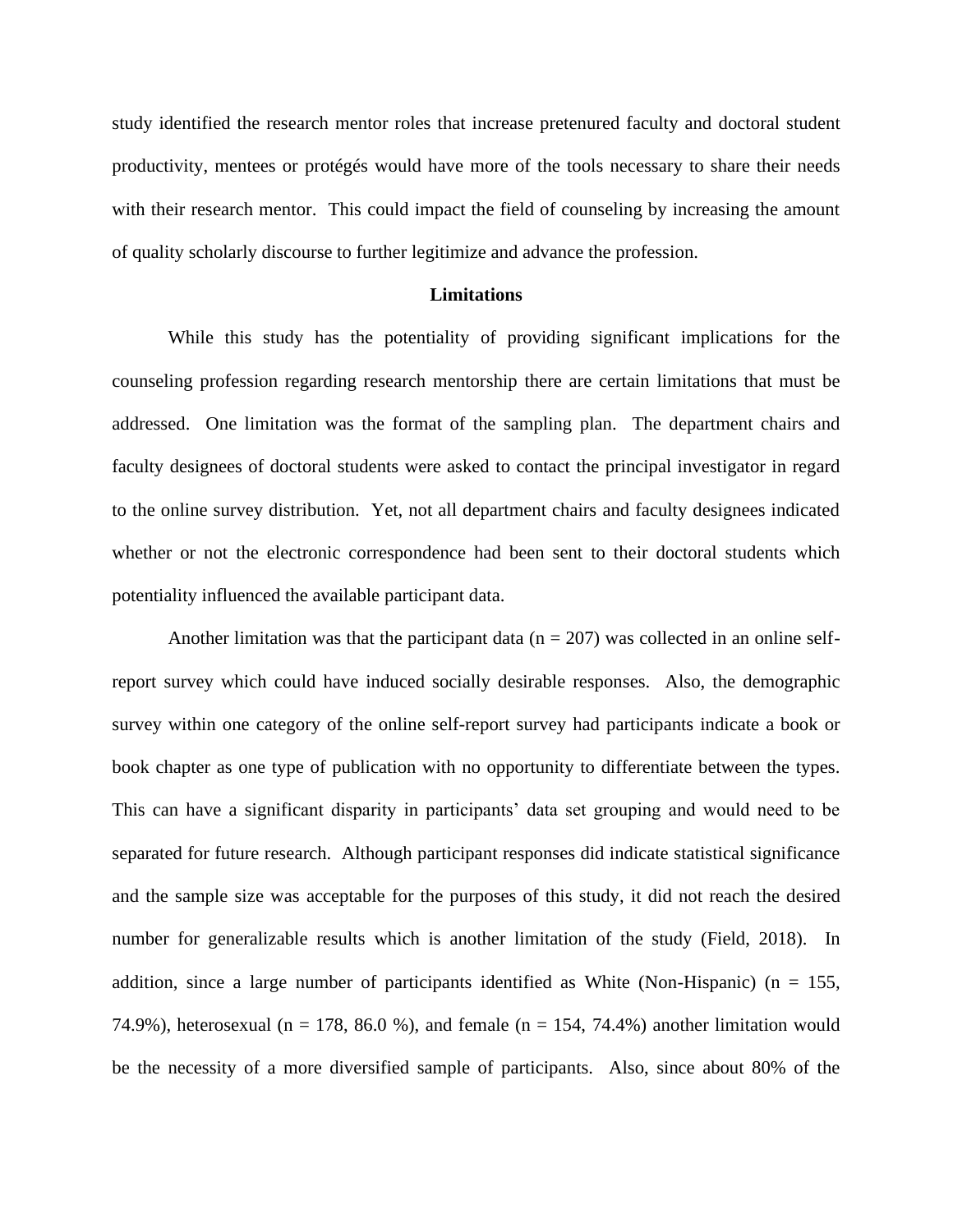study identified the research mentor roles that increase pretenured faculty and doctoral student productivity, mentees or protégés would have more of the tools necessary to share their needs with their research mentor. This could impact the field of counseling by increasing the amount of quality scholarly discourse to further legitimize and advance the profession.

## Limitations

While this study has the potentiality of providing significant implications for the counseling profession regarding research mentorship there are certain limitations that must be addressed. One limitation was the format of the sampling plan. The department chairs and faculty designees of doctoral students were asked to contact the principal investigator in regard to the online survey distribution. Yet, not all department chairs and faculty designees indicated whether or not the electronic correspondence had been sent to their doctoral students which potentiality influenced the available participant data.

Another limitation was that the participant data ($n = 207$) was collected in an online self-report survey which could have induced socially desirable responses. Also, the demographic survey within one category of the online self-report survey had participants indicate a book or book chapter as one type of publication with no opportunity to differentiate between the types. This can have a significant disparity in participants' data set grouping and would need to be separated for future research. Although participant responses did indicate statistical significance and the sample size was acceptable for the purposes of this study, it did not reach the desired number for generalizable results which is another limitation of the study (Field, 2018). In addition, since a large number of participants identified as White (Non-Hispanic) ($n = 155$, 74.9%), heterosexual ($n = 178$, 86.0 %), and female ($n = 154$, 74.4%) another limitation would be the necessity of a more diversified sample of participants. Also, since about 80% of the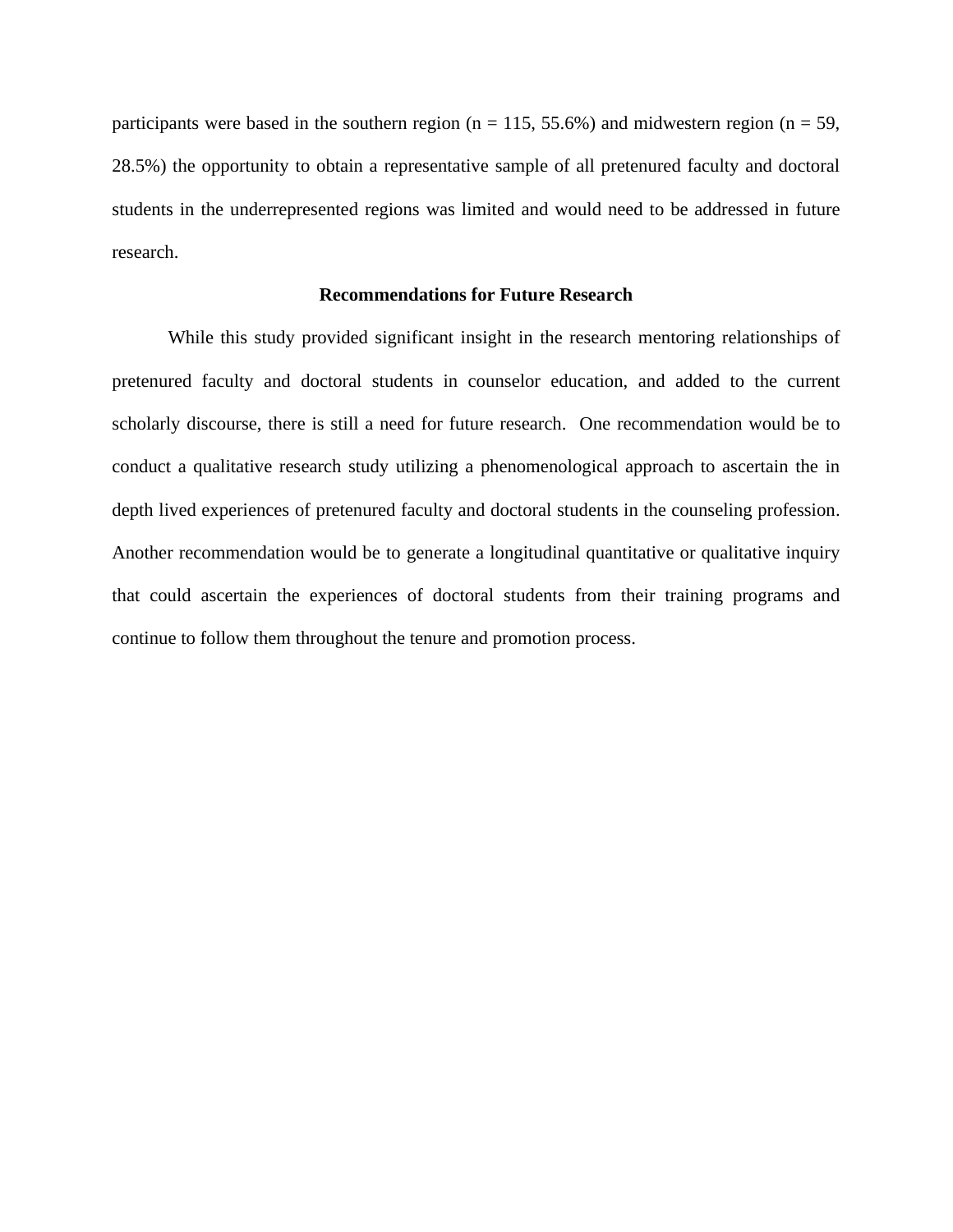participants were based in the southern region (n = 115, 55.6%) and midwestern region (n = 59, 28.5%) the opportunity to obtain a representative sample of all pretenured faculty and doctoral students in the underrepresented regions was limited and would need to be addressed in future research.

## Recommendations for Future Research

While this study provided significant insight in the research mentoring relationships of pretenured faculty and doctoral students in counselor education, and added to the current scholarly discourse, there is still a need for future research. One recommendation would be to conduct a qualitative research study utilizing a phenomenological approach to ascertain the in depth lived experiences of pretenured faculty and doctoral students in the counseling profession. Another recommendation would be to generate a longitudinal quantitative or qualitative inquiry that could ascertain the experiences of doctoral students from their training programs and continue to follow them throughout the tenure and promotion process.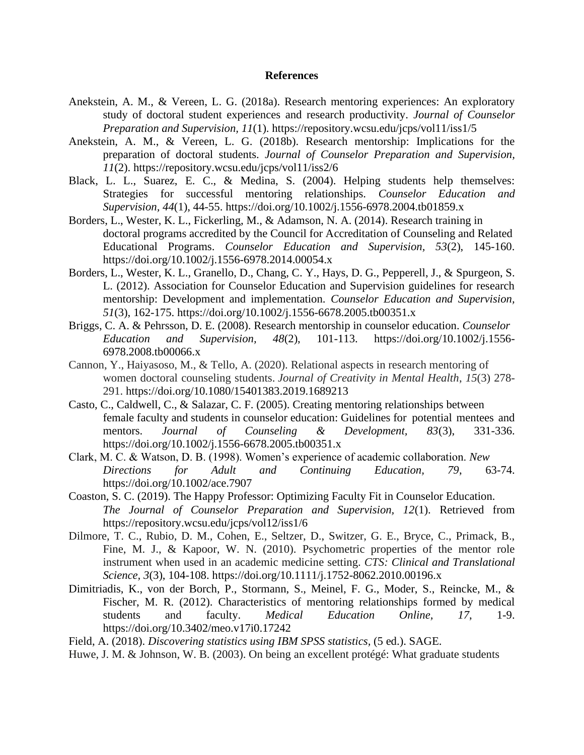# References

Anekstein, A. M., & Vereen, L. G. (2018a). Research mentoring experiences: An exploratory study of doctoral student experiences and research productivity. *Journal of Counselor Preparation and Supervision, 11*(1). https://repository.wcsu.edu/jcps/vol11/iss1/5

Anekstein, A. M., & Vereen, L. G. (2018b). Research mentorship: Implications for the preparation of doctoral students. *Journal of Counselor Preparation and Supervision, 11*(2). https://repository.wcsu.edu/jcps/vol11/iss2/6

Black, L. L., Suarez, E. C., & Medina, S. (2004). Helping students help themselves: Strategies for successful mentoring relationships. *Counselor Education and Supervision*, *44*(1), 44-55. https://doi.org/10.1002/j.1556-6978.2004.tb01859.x

Borders, L., Wester, K. L., Fickerling, M., & Adamson, N. A. (2014). Research training in doctoral programs accredited by the Council for Accreditation of Counseling and Related Educational Programs. *Counselor Education and Supervision*, *53*(2), 145-160. https://doi.org/10.1002/j.1556-6978.2014.00054.x

Borders, L., Wester, K. L., Granello, D., Chang, C. Y., Hays, D. G., Pepperell, J., & Spurgeon, S. L. (2012). Association for Counselor Education and Supervision guidelines for research mentorship: Development and implementation. *Counselor Education and Supervision, 51*(3), 162-175. https://doi.org/10.1002/j.1556-6678.2005.tb00351.x

Briggs, C. A. & Pehrsson, D. E. (2008). Research mentorship in counselor education. *Counselor Education and Supervision, 48*(2), 101-113. https://doi.org/10.1002/j.1556-6978.2008.tb00066.x

Cannon, Y., Haiyasoso, M., & Tello, A. (2020). Relational aspects in research mentoring of women doctoral counseling students. *Journal of Creativity in Mental Health*, *15*(3) 278-291. https://doi.org/10.1080/15401383.2019.1689213

Casto, C., Caldwell, C., & Salazar, C. F. (2005). Creating mentoring relationships between female faculty and students in counselor education: Guidelines for potential mentees and mentors. *Journal of Counseling & Development, 83*(3), 331-336. https://doi.org/10.1002/j.1556-6678.2005.tb00351.x

Clark, M. C. & Watson, D. B. (1998). Women's experience of academic collaboration. *New Directions for Adult and Continuing Education, 79*, 63-74. https://doi.org/10.1002/ace.7907

Coaston, S. C. (2019). The Happy Professor: Optimizing Faculty Fit in Counselor Education. *The Journal of Counselor Preparation and Supervision*, *12*(1). Retrieved from https://repository.wcsu.edu/jcps/vol12/iss1/6

Dilmore, T. C., Rubio, D. M., Cohen, E., Seltzer, D., Switzer, G. E., Bryce, C., Primack, B., Fine, M. J., & Kapoor, W. N. (2010). Psychometric properties of the mentor role instrument when used in an academic medicine setting. *CTS: Clinical and Translational Science, 3*(3), 104-108. https://doi.org/10.1111/j.1752-8062.2010.00196.x

Dimitriadis, K., von der Borch, P., Stormann, S., Meinel, F. G., Moder, S., Reincke, M., & Fischer, M. R. (2012). Characteristics of mentoring relationships formed by medical students and faculty. *Medical Education Online*, *17*, 1-9. https://doi.org/10.3402/meo.v17i0.17242

Field, A. (2018). *Discovering statistics using IBM SPSS statistics,* (5 ed.). SAGE.

Huwe, J. M. & Johnson, W. B. (2003). On being an excellent protégé: What graduate students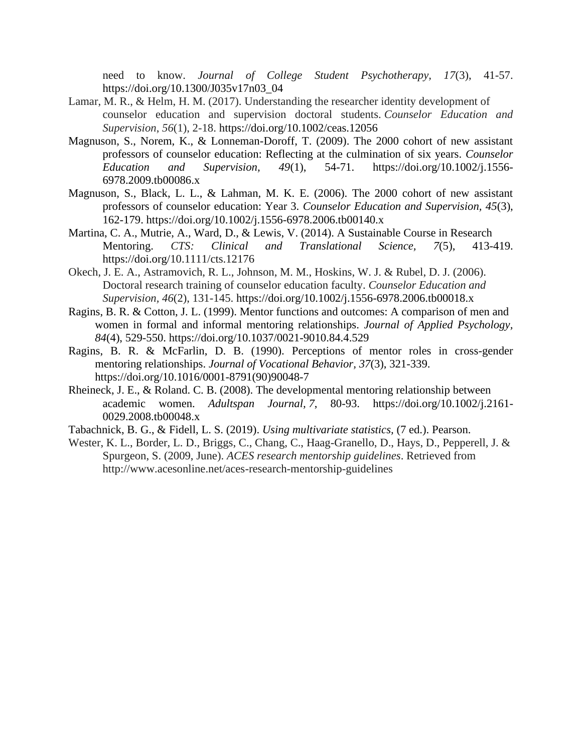need to know. *Journal of College Student Psychotherapy, 17*(3), 41-57. https://doi.org/10.1300/J035v17n03_04

Lamar, M. R., & Helm, H. M. (2017). Understanding the researcher identity development of counselor education and supervision doctoral students. *Counselor Education and Supervision*, *56*(1), 2-18. https://doi.org/10.1002/ceas.12056

Magnuson, S., Norem, K., & Lonneman-Doroff, T. (2009). The 2000 cohort of new assistant professors of counselor education: Reflecting at the culmination of six years. *Counselor Education and Supervision, 49*(1), 54-71. https://doi.org/10.1002/j.1556-6978.2009.tb00086.x

Magnuson, S., Black, L. L., & Lahman, M. K. E. (2006). The 2000 cohort of new assistant professors of counselor education: Year 3. *Counselor Education and Supervision, 45*(3), 162-179. https://doi.org/10.1002/j.1556-6978.2006.tb00140.x

Martina, C. A., Mutrie, A., Ward, D., & Lewis, V. (2014). A Sustainable Course in Research Mentoring. *CTS: Clinical and Translational Science, 7*(5), 413-419. https://doi.org/10.1111/cts.12176

Okech, J. E. A., Astramovich, R. L., Johnson, M. M., Hoskins, W. J. & Rubel, D. J. (2006). Doctoral research training of counselor education faculty. *Counselor Education and Supervision, 46*(2), 131-145. https://doi.org/10.1002/j.1556-6978.2006.tb00018.x

Ragins, B. R. & Cotton, J. L. (1999). Mentor functions and outcomes: A comparison of men and women in formal and informal mentoring relationships. *Journal of Applied Psychology, 84*(4), 529-550. https://doi.org/10.1037/0021-9010.84.4.529

Ragins, B. R. & McFarlin, D. B. (1990). Perceptions of mentor roles in cross-gender mentoring relationships. *Journal of Vocational Behavior, 37*(3), 321-339. https://doi.org/10.1016/0001-8791(90)90048-7

Rheineck, J. E., & Roland. C. B. (2008). The developmental mentoring relationship between academic women. *Adultspan Journal, 7*, 80-93. https://doi.org/10.1002/j.2161-0029.2008.tb00048.x

Tabachnick, B. G., & Fidell, L. S. (2019). *Using multivariate statistics,* (7 ed.). Pearson.

Wester, K. L., Border, L. D., Briggs, C., Chang, C., Haag-Granello, D., Hays, D., Pepperell, J. & Spurgeon, S. (2009, June). *ACES research mentorship guidelines*. Retrieved from http://www.acesonline.net/aces-research-mentorship-guidelines